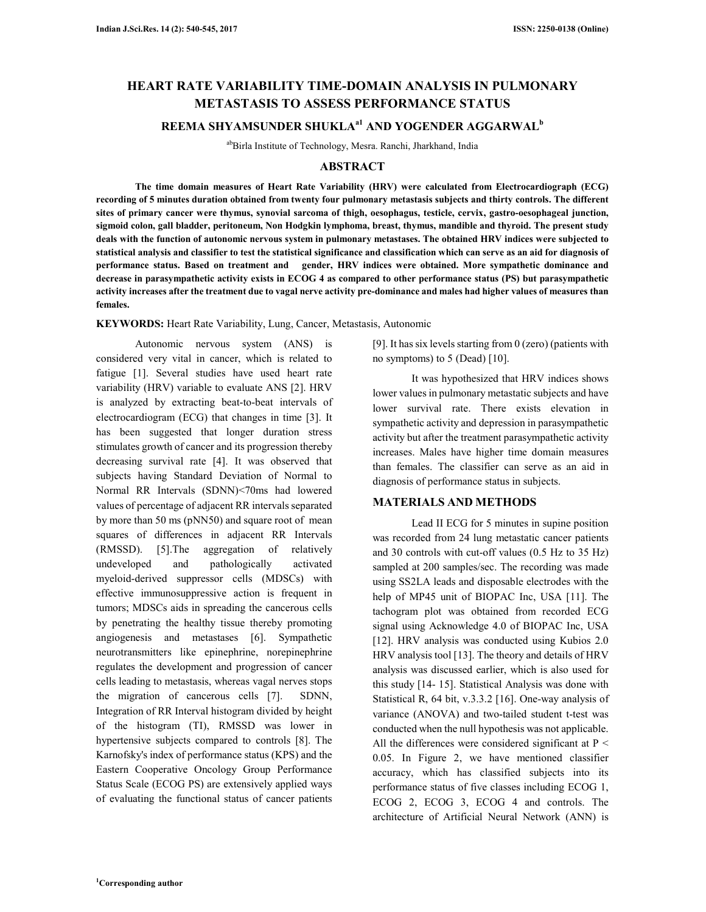# HEART RATE VARIABILITY TIME-DOMAIN ANALYSIS IN PULMONARY METASTASIS TO ASSESS PERFORMANCE STATUS

## REEMA SHYAMSUNDER SHUKLA[a1] AND YOGENDER AGGARWAL[b]

[ab]Birla Institute of Technology, Mesra. Ranchi, Jharkhand, India

## ABSTRACT

**The time domain measures of Heart Rate Variability (HRV) were calculated from Electrocardiograph (ECG) recording of 5 minutes duration obtained from twenty four pulmonary metastasis subjects and thirty controls. The different sites of primary cancer were thymus, synovial sarcoma of thigh, oesophagus, testicle, cervix, gastro-oesophageal junction, sigmoid colon, gall bladder, peritoneum, Non Hodgkin lymphoma, breast, thymus, mandible and thyroid. The present study deals with the function of autonomic nervous system in pulmonary metastases. The obtained HRV indices were subjected to statistical analysis and classifier to test the statistical significance and classification which can serve as an aid for diagnosis of performance status. Based on treatment and gender, HRV indices were obtained. More sympathetic dominance and decrease in parasympathetic activity exists in ECOG 4 as compared to other performance status (PS) but parasympathetic activity increases after the treatment due to vagal nerve activity pre-dominance and males had higher values of measures than females.**

**KEYWORDS:** Heart Rate Variability, Lung, Cancer, Metastasis, Autonomic

Autonomic nervous system (ANS) is considered very vital in cancer, which is related to fatigue [1]. Several studies have used heart rate variability (HRV) variable to evaluate ANS [2]. HRV is analyzed by extracting beat-to-beat intervals of electrocardiogram (ECG) that changes in time [3]. It has been suggested that longer duration stress stimulates growth of cancer and its progression thereby decreasing survival rate [4]. It was observed that subjects having Standard Deviation of Normal to Normal RR Intervals (SDNN)<70ms had lowered values of percentage of adjacent RR intervals separated by more than 50 ms (pNN50) and square root of mean squares of differences in adjacent RR Intervals (RMSSD). [5].The aggregation of relatively undeveloped and pathologically activated myeloid-derived suppressor cells (MDSCs) with effective immunosuppressive action is frequent in tumors; MDSCs aids in spreading the cancerous cells by penetrating the healthy tissue thereby promoting angiogenesis and metastases [6]. Sympathetic neurotransmitters like epinephrine, norepinephrine regulates the development and progression of cancer cells leading to metastasis, whereas vagal nerves stops the migration of cancerous cells [7]. SDNN, Integration of RR Interval histogram divided by height of the histogram (TI), RMSSD was lower in hypertensive subjects compared to controls [8]. The Karnofsky's index of performance status (KPS) and the Eastern Cooperative Oncology Group Performance Status Scale (ECOG PS) are extensively applied ways of evaluating the functional status of cancer patients [9]. It has six levels starting from 0 (zero) (patients with no symptoms) to 5 (Dead) [10].

It was hypothesized that HRV indices shows lower values in pulmonary metastatic subjects and have lower survival rate. There exists elevation in sympathetic activity and depression in parasympathetic activity but after the treatment parasympathetic activity increases. Males have higher time domain measures than females. The classifier can serve as an aid in diagnosis of performance status in subjects.

## MATERIALS AND METHODS

Lead II ECG for 5 minutes in supine position was recorded from 24 lung metastatic cancer patients and 30 controls with cut-off values (0.5 Hz to 35 Hz) sampled at 200 samples/sec. The recording was made using SS2LA leads and disposable electrodes with the help of MP45 unit of BIOPAC Inc, USA [11]. The tachogram plot was obtained from recorded ECG signal using Acknowledge 4.0 of BIOPAC Inc, USA [12]. HRV analysis was conducted using Kubios 2.0 HRV analysis tool [13]. The theory and details of HRV analysis was discussed earlier, which is also used for this study [14- 15]. Statistical Analysis was done with Statistical R, 64 bit, v.3.3.2 [16]. One-way analysis of variance (ANOVA) and two-tailed student t-test was conducted when the null hypothesis was not applicable. All the differences were considered significant at $P < 0.05$. In Figure 2, we have mentioned classifier accuracy, which has classified subjects into its performance status of five classes including ECOG 1, ECOG 2, ECOG 3, ECOG 4 and controls. The architecture of Artificial Neural Network (ANN) is

[1]Corresponding author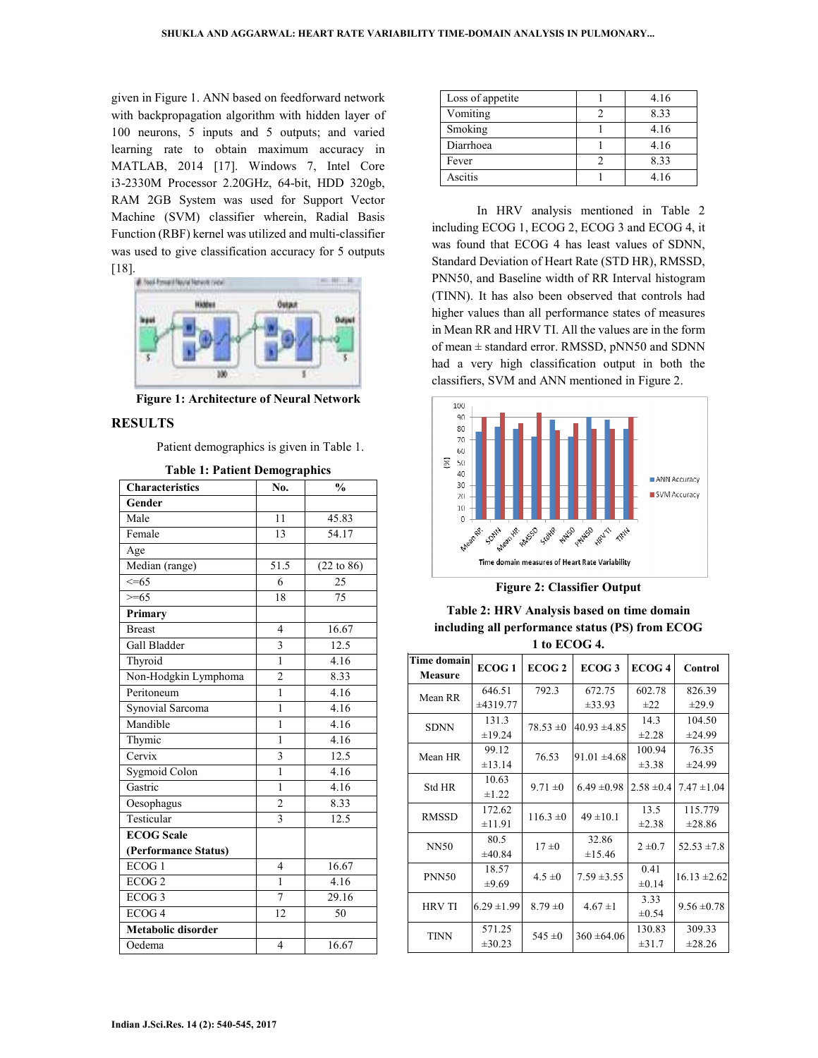given in Figure 1. ANN based on feedforward network with backpropagation algorithm with hidden layer of 100 neurons, 5 inputs and 5 outputs; and varied learning rate to obtain maximum accuracy in MATLAB, 2014 [17]. Windows 7, Intel Core i3-2330M Processor 2.20GHz, 64-bit, HDD 320gb, RAM 2GB System was used for Support Vector Machine (SVM) classifier wherein, Radial Basis Function (RBF) kernel was utilized and multi-classifier was used to give classification accuracy for 5 outputs [18].

**Figure 1: Architecture of Neural Network**

## RESULTS

Patient demographics is given in Table 1.

**Table 1: Patient Demographics**

| Characteristics | No. | % |
|---|---|---|
| **Gender** | | |
| Male | 11 | 45.83 |
| Female | 13 | 54.17 |
| Age | | |
| Median (range) | 51.5 | (22 to 86) |
| <=65 | 6 | 25 |
| >=65 | 18 | 75 |
| **Primary** | | |
| Breast | 4 | 16.67 |
| Gall Bladder | 3 | 12.5 |
| Thyroid | 1 | 4.16 |
| Non-Hodgkin Lymphoma | 2 | 8.33 |
| Peritoneum | 1 | 4.16 |
| Synovial Sarcoma | 1 | 4.16 |
| Mandible | 1 | 4.16 |
| Thymic | 1 | 4.16 |
| Cervix | 3 | 12.5 |
| Sygmoid Colon | 1 | 4.16 |
| Gastric | 1 | 4.16 |
| Oesophagus | 2 | 8.33 |
| Testicular | 3 | 12.5 |
| **ECOG Scale (Performance Status)** | | |
| ECOG 1 | 4 | 16.67 |
| ECOG 2 | 1 | 4.16 |
| ECOG 3 | 7 | 29.16 |
| ECOG 4 | 12 | 50 |
| **Metabolic disorder** | | |
| Oedema | 4 | 16.67 |
| Loss of appetite | 1 | 4.16 |
| Vomiting | 2 | 8.33 |
| Smoking | 1 | 4.16 |
| Diarrhoea | 1 | 4.16 |
| Fever | 2 | 8.33 |
| Ascitis | 1 | 4.16 |

In HRV analysis mentioned in Table 2 including ECOG 1, ECOG 2, ECOG 3 and ECOG 4, it was found that ECOG 4 has least values of SDNN, Standard Deviation of Heart Rate (STD HR), RMSSD, PNN50, and Baseline width of RR Interval histogram (TINN). It has also been observed that controls had higher values than all performance states of measures in Mean RR and HRV TI. All the values are in the form of mean ± standard error. RMSSD, pNN50 and SDNN had a very high classification output in both the classifiers, SVM and ANN mentioned in Figure 2.

**Figure 2: Classifier Output**

**Table 2: HRV Analysis based on time domain including all performance status (PS) from ECOG 1 to ECOG 4.**

| Time domain Measure | ECOG 1 | ECOG 2 | ECOG 3 | ECOG 4 | Control |
|---|---|---|---|---|---|
| Mean RR | 646.51 ±4319.77 | 792.3 | 672.75 ±33.93 | 602.78 ±22 | 826.39 ±29.9 |
| SDNN | 131.3 ±19.24 | 78.53 ±0 | 40.93 ±4.85 | 14.3 ±2.28 | 104.50 ±24.99 |
| Mean HR | 99.12 ±13.14 | 76.53 | 91.01 ±4.68 | 100.94 ±3.38 | 76.35 ±24.99 |
| Std HR | 10.63 ±1.22 | 9.71 ±0 | 6.49 ±0.98 | 2.58 ±0.4 | 7.47 ±1.04 |
| RMSSD | 172.62 ±11.91 | 116.3 ±0 | 49 ±10.1 | 13.5 ±2.38 | 115.779 ±28.86 |
| NN50 | 80.5 ±40.84 | 17 ±0 | 32.86 ±15.46 | 2 ±0.7 | 52.53 ±7.8 |
| PNN50 | 18.57 ±9.69 | 4.5 ±0 | 7.59 ±3.55 | 0.41 ±0.14 | 16.13 ±2.62 |
| HRV TI | 6.29 ±1.99 | 8.79 ±0 | 4.67 ±1 | 3.33 ±0.54 | 9.56 ±0.78 |
| TINN | 571.25 ±30.23 | 545 ±0 | 360 ±64.06 | 130.83 ±31.7 | 309.33 ±28.26 |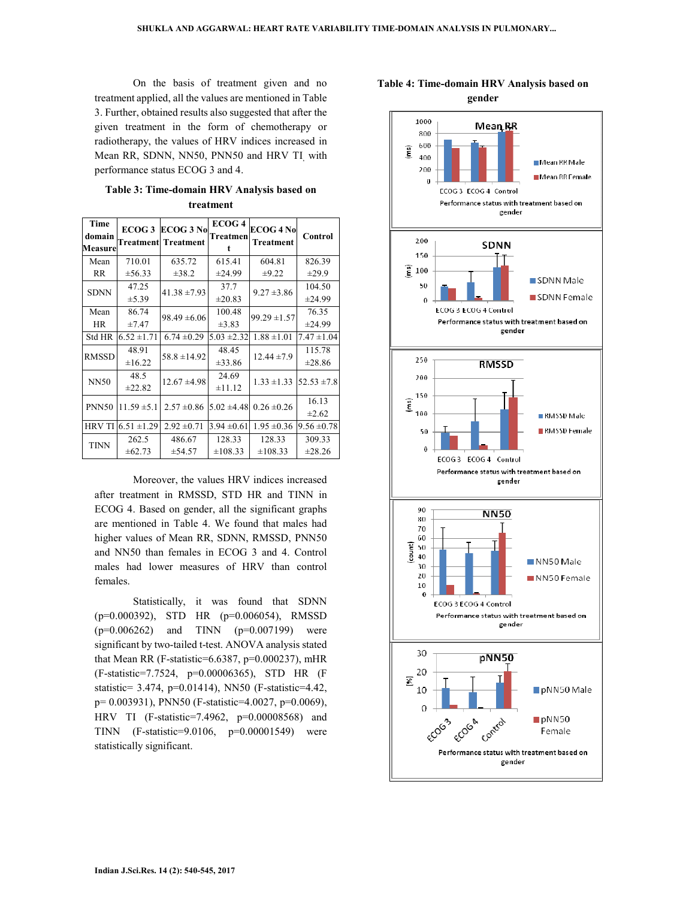On the basis of treatment given and no treatment applied, all the values are mentioned in Table 3. Further, obtained results also suggested that after the given treatment in the form of chemotherapy or radiotherapy, the values of HRV indices increased in Mean RR, SDNN, NN50, PNN50 and HRV TI, with performance status ECOG 3 and 4.

**Table 3: Time-domain HRV Analysis based on treatment**

| Time domain Measure | ECOG 3 Treatment | ECOG 3 No Treatment | ECOG 4 Treatment | ECOG 4 No Treatment | Control |
|---|---|---|---|---|---|
| Mean RR | 710.01 ±56.33 | 635.72 ±38.2 | 615.41 ±24.99 | 604.81 ±9.22 | 826.39 ±29.9 |
| SDNN | 47.25 ±5.39 | 41.38 ±7.93 | 37.7 ±20.83 | 9.27 ±3.86 | 104.50 ±24.99 |
| Mean HR | 86.74 ±7.47 | 98.49 ±6.06 | 100.48 ±3.83 | 99.29 ±1.57 | 76.35 ±24.99 |
| Std HR | 6.52 ±1.71 | 6.74 ±0.29 | 5.03 ±2.32 | 1.88 ±1.01 | 7.47 ±1.04 |
| RMSSD | 48.91 ±16.22 | 58.8 ±14.92 | 48.45 ±33.86 | 12.44 ±7.9 | 115.78 ±28.86 |
| NN50 | 48.5 ±22.82 | 12.67 ±4.98 | 24.69 ±11.12 | 1.33 ±1.33 | 52.53 ±7.8 |
| PNN50 | 11.59 ±5.1 | 2.57 ±0.86 | 5.02 ±4.48 | 0.26 ±0.26 | 16.13 ±2.62 |
| HRV TI | 6.51 ±1.29 | 2.92 ±0.71 | 3.94 ±0.61 | 1.95 ±0.36 | 9.56 ±0.78 |
| TINN | 262.5 ±62.73 | 486.67 ±54.57 | 128.33 ±108.33 | 128.33 ±108.33 | 309.33 ±28.26 |

Moreover, the values HRV indices increased after treatment in RMSSD, STD HR and TINN in ECOG 4. Based on gender, all the significant graphs are mentioned in Table 4. We found that males had higher values of Mean RR, SDNN, RMSSD, PNN50 and NN50 than females in ECOG 3 and 4. Control males had lower measures of HRV than control females.

Statistically, it was found that SDNN ($p=0.000392$), STD HR ($p=0.006054$), RMSSD ($p=0.006262$) and TINN ($p=0.007199$) were significant by two-tailed t-test. ANOVA analysis stated that Mean RR (F-statistic=6.6387, $p=0.000237$), mHR (F-statistic=7.7524, $p=0.00006365$), STD HR (F statistic= 3.474, $p=0.01414$), NN50 (F-statistic=4.42, $p= 0.003931$), PNN50 (F-statistic=4.0027, $p=0.0069$), HRV TI (F-statistic=7.4962, $p=0.00008568$) and TINN (F-statistic=9.0106, $p=0.00001549$) were statistically significant.

**Table 4: Time-domain HRV Analysis based on gender**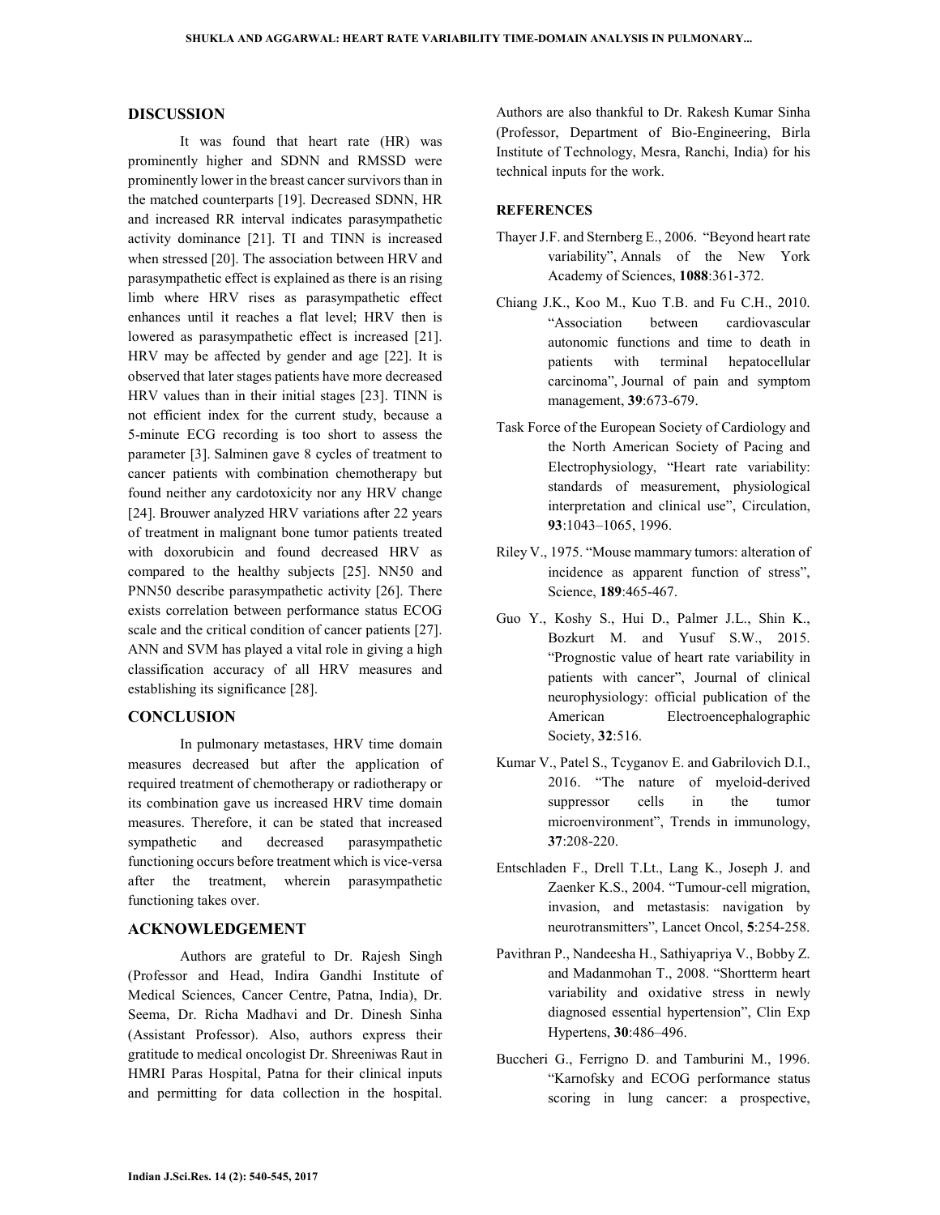## DISCUSSION

It was found that heart rate (HR) was prominently higher and SDNN and RMSSD were prominently lower in the breast cancer survivors than in the matched counterparts [19]. Decreased SDNN, HR and increased RR interval indicates parasympathetic activity dominance [21]. TI and TINN is increased when stressed [20]. The association between HRV and parasympathetic effect is explained as there is an rising limb where HRV rises as parasympathetic effect enhances until it reaches a flat level; HRV then is lowered as parasympathetic effect is increased [21]. HRV may be affected by gender and age [22]. It is observed that later stages patients have more decreased HRV values than in their initial stages [23]. TINN is not efficient index for the current study, because a 5-minute ECG recording is too short to assess the parameter [3]. Salminen gave 8 cycles of treatment to cancer patients with combination chemotherapy but found neither any cardotoxicity nor any HRV change [24]. Brouwer analyzed HRV variations after 22 years of treatment in malignant bone tumor patients treated with doxorubicin and found decreased HRV as compared to the healthy subjects [25]. NN50 and PNN50 describe parasympathetic activity [26]. There exists correlation between performance status ECOG scale and the critical condition of cancer patients [27]. ANN and SVM has played a vital role in giving a high classification accuracy of all HRV measures and establishing its significance [28].

## CONCLUSION

In pulmonary metastases, HRV time domain measures decreased but after the application of required treatment of chemotherapy or radiotherapy or its combination gave us increased HRV time domain measures. Therefore, it can be stated that increased sympathetic and decreased parasympathetic functioning occurs before treatment which is vice-versa after the treatment, wherein parasympathetic functioning takes over.

## ACKNOWLEDGEMENT

Authors are grateful to Dr. Rajesh Singh (Professor and Head, Indira Gandhi Institute of Medical Sciences, Cancer Centre, Patna, India), Dr. Seema, Dr. Richa Madhavi and Dr. Dinesh Sinha (Assistant Professor). Also, authors express their gratitude to medical oncologist Dr. Shreeniwas Raut in HMRI Paras Hospital, Patna for their clinical inputs and permitting for data collection in the hospital. Authors are also thankful to Dr. Rakesh Kumar Sinha (Professor, Department of Bio-Engineering, Birla Institute of Technology, Mesra, Ranchi, India) for his technical inputs for the work.

## REFERENCES

Thayer J.F. and Sternberg E., 2006. "Beyond heart rate variability", Annals of the New York Academy of Sciences, **1088**:361-372.

Chiang J.K., Koo M., Kuo T.B. and Fu C.H., 2010. "Association between cardiovascular autonomic functions and time to death in patients with terminal hepatocellular carcinoma", Journal of pain and symptom management, **39**:673-679.

Task Force of the European Society of Cardiology and the North American Society of Pacing and Electrophysiology, "Heart rate variability: standards of measurement, physiological interpretation and clinical use", Circulation, **93**:1043–1065, 1996.

Riley V., 1975. "Mouse mammary tumors: alteration of incidence as apparent function of stress", Science, **189**:465-467.

Guo Y., Koshy S., Hui D., Palmer J.L., Shin K., Bozkurt M. and Yusuf S.W., 2015. "Prognostic value of heart rate variability in patients with cancer", Journal of clinical neurophysiology: official publication of the American Electroencephalographic Society, **32**:516.

Kumar V., Patel S., Tcyganov E. and Gabrilovich D.I., 2016. "The nature of myeloid-derived suppressor cells in the tumor microenvironment", Trends in immunology, **37**:208-220.

Entschladen F., Drell T.Lt., Lang K., Joseph J. and Zaenker K.S., 2004. "Tumour-cell migration, invasion, and metastasis: navigation by neurotransmitters", Lancet Oncol, **5**:254-258.

Pavithran P., Nandeesha H., Sathiyapriya V., Bobby Z. and Madanmohan T., 2008. "Shortterm heart variability and oxidative stress in newly diagnosed essential hypertension", Clin Exp Hypertens, **30**:486–496.

Buccheri G., Ferrigno D. and Tamburini M., 1996. "Karnofsky and ECOG performance status scoring in lung cancer: a prospective,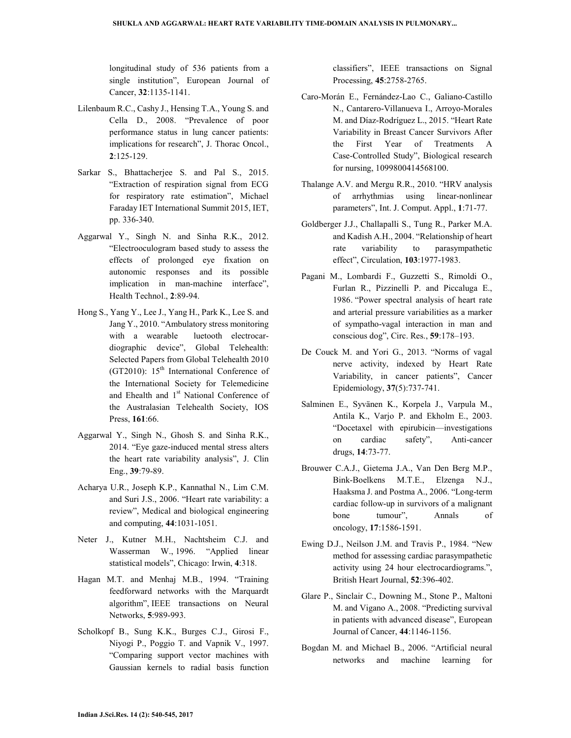longitudinal study of 536 patients from a single institution", European Journal of Cancer, **32**:1135-1141.

Lilenbaum R.C., Cashy J., Hensing T.A., Young S. and Cella D., 2008. "Prevalence of poor performance status in lung cancer patients: implications for research", J. Thorac Oncol., **2**:125-129.

Sarkar S., Bhattacherjee S. and Pal S., 2015. "Extraction of respiration signal from ECG for respiratory rate estimation", Michael Faraday IET International Summit 2015, IET, pp. 336-340.

Aggarwal Y., Singh N. and Sinha R.K., 2012. "Electrooculogram based study to assess the effects of prolonged eye fixation on autonomic responses and its possible implication in man-machine interface", Health Technol., **2**:89-94.

Hong S., Yang Y., Lee J., Yang H., Park K., Lee S. and Jang Y., 2010. "Ambulatory stress monitoring with a wearable luetooth electrocardiographic device", Global Telehealth: Selected Papers from Global Telehealth 2010 (GT2010): 15th International Conference of the International Society for Telemedicine and Ehealth and 1st National Conference of the Australasian Telehealth Society, IOS Press, **161**:66.

Aggarwal Y., Singh N., Ghosh S. and Sinha R.K., 2014. "Eye gaze-induced mental stress alters the heart rate variability analysis", J. Clin Eng., **39**:79-89.

Acharya U.R., Joseph K.P., Kannathal N., Lim C.M. and Suri J.S., 2006. "Heart rate variability: a review", Medical and biological engineering and computing, **44**:1031-1051.

Neter J., Kutner M.H., Nachtsheim C.J. and Wasserman W., 1996. "Applied linear statistical models", Chicago: Irwin, **4**:318.

Hagan M.T. and Menhaj M.B., 1994. "Training feedforward networks with the Marquardt algorithm", IEEE transactions on Neural Networks, **5**:989-993.

Scholkopf B., Sung K.K., Burges C.J., Girosi F., Niyogi P., Poggio T. and Vapnik V., 1997. "Comparing support vector machines with Gaussian kernels to radial basis function classifiers", IEEE transactions on Signal Processing, **45**:2758-2765.

Caro-Morán E., Fernández-Lao C., Galiano-Castillo N., Cantarero-Villanueva I., Arroyo-Morales M. and Díaz-Rodríguez L., 2015. "Heart Rate Variability in Breast Cancer Survivors After the First Year of Treatments A Case-Controlled Study", Biological research for nursing, 1099800414568100.

Thalange A.V. and Mergu R.R., 2010. "HRV analysis of arrhythmias using linear-nonlinear parameters", Int. J. Comput. Appl., **1**:71-77.

Goldberger J.J., Challapalli S., Tung R., Parker M.A. and Kadish A.H., 2004. "Relationship of heart rate variability to parasympathetic effect", Circulation, **103**:1977-1983.

Pagani M., Lombardi F., Guzzetti S., Rimoldi O., Furlan R., Pizzinelli P. and Piccaluga E., 1986. "Power spectral analysis of heart rate and arterial pressure variabilities as a marker of sympatho-vagal interaction in man and conscious dog", Circ. Res., **59**:178–193.

De Couck M. and Yori G., 2013. "Norms of vagal nerve activity, indexed by Heart Rate Variability, in cancer patients", Cancer Epidemiology, **37**(5):737-741.

Salminen E., Syvänen K., Korpela J., Varpula M., Antila K., Varjo P. and Ekholm E., 2003. "Docetaxel with epirubicin—investigations on cardiac safety", Anti-cancer drugs, **14**:73-77.

Brouwer C.A.J., Gietema J.A., Van Den Berg M.P., Bink-Boelkens M.T.E., Elzenga N.J., Haaksma J. and Postma A., 2006. "Long-term cardiac follow-up in survivors of a malignant bone tumour", Annals of oncology, **17**:1586-1591.

Ewing D.J., Neilson J.M. and Travis P., 1984. "New method for assessing cardiac parasympathetic activity using 24 hour electrocardiograms.", British Heart Journal, **52**:396-402.

Glare P., Sinclair C., Downing M., Stone P., Maltoni M. and Vigano A., 2008. "Predicting survival in patients with advanced disease", European Journal of Cancer, **44**:1146-1156.

Bogdan M. and Michael B., 2006. "Artificial neural networks and machine learning for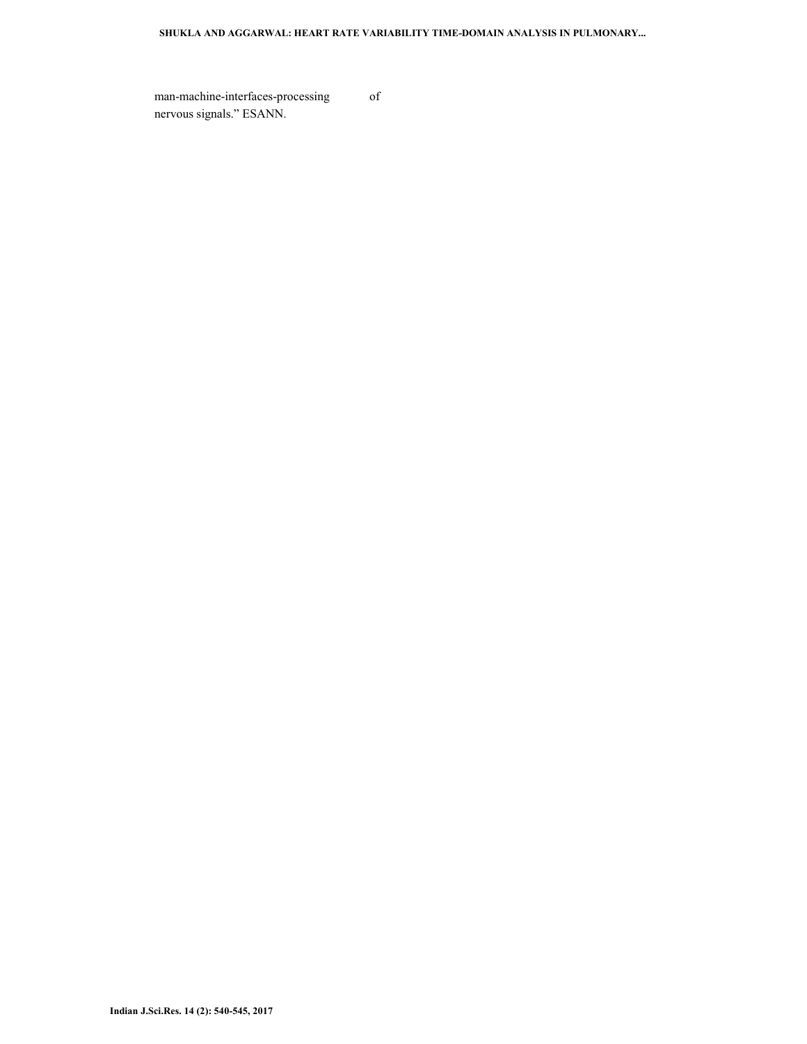man-machine-interfaces-processing of nervous signals." ESANN.